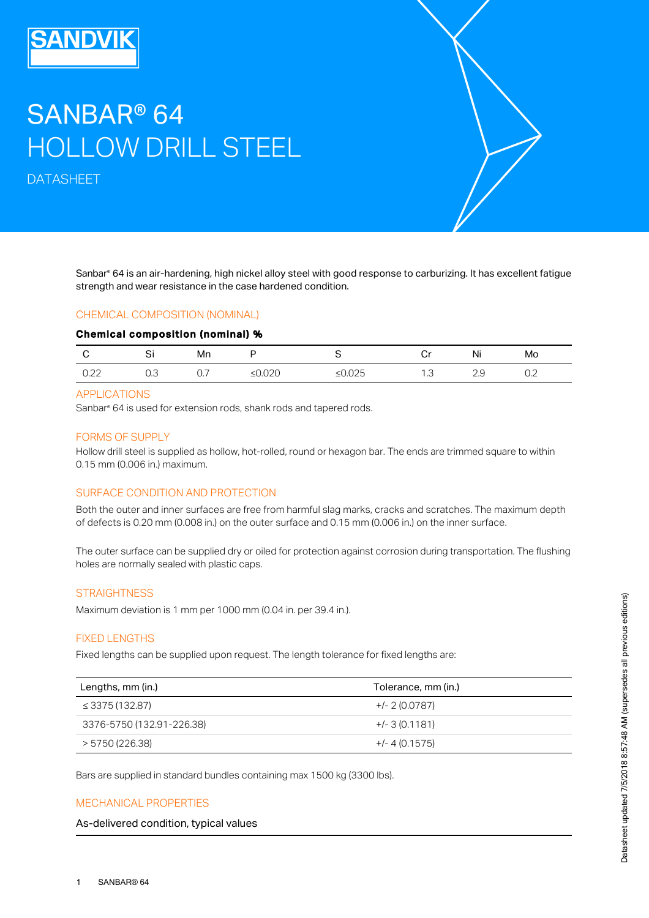SANDVIK

# SANBAR® 64 HOLLOW DRILL STEEL

DATASHEET

Sanbar® 64 is an air-hardening, high nickel alloy steel with good response to carburizing. It has excellent fatigue strength and wear resistance in the case hardened condition.

## CHEMICAL COMPOSITION (NOMINAL)

**Chemical composition (nominal) %**

| C | Si | Mn | P | S | Cr | Ni | Mo |
|---|---|---|---|---|---|---|---|
| 0.22 | 0.3 | 0.7 | ≤0.020 | ≤0.025 | 1.3 | 2.9 | 0.2 |

## APPLICATIONS

Sanbar® 64 is used for extension rods, shank rods and tapered rods.

## FORMS OF SUPPLY

Hollow drill steel is supplied as hollow, hot-rolled, round or hexagon bar. The ends are trimmed square to within 0.15 mm (0.006 in.) maximum.

## SURFACE CONDITION AND PROTECTION

Both the outer and inner surfaces are free from harmful slag marks, cracks and scratches. The maximum depth of defects is 0.20 mm (0.008 in.) on the outer surface and 0.15 mm (0.006 in.) on the inner surface.

The outer surface can be supplied dry or oiled for protection against corrosion during transportation. The flushing holes are normally sealed with plastic caps.

## STRAIGHTNESS

Maximum deviation is 1 mm per 1000 mm (0.04 in. per 39.4 in.).

## FIXED LENGTHS

Fixed lengths can be supplied upon request. The length tolerance for fixed lengths are:

| Lengths, mm (in.) | Tolerance, mm (in.) |
|---|---|
| ≤ 3375 (132.87) | +/- 2 (0.0787) |
| 3376-5750 (132.91-226.38) | +/- 3 (0.1181) |
| > 5750 (226.38) | +/- 4 (0.1575) |

Bars are supplied in standard bundles containing max 1500 kg (3300 lbs).

## MECHANICAL PROPERTIES

As-delivered condition, typical values

Datasheet updated 7/5/2018 8:57:48 AM (supersedes all previous editions)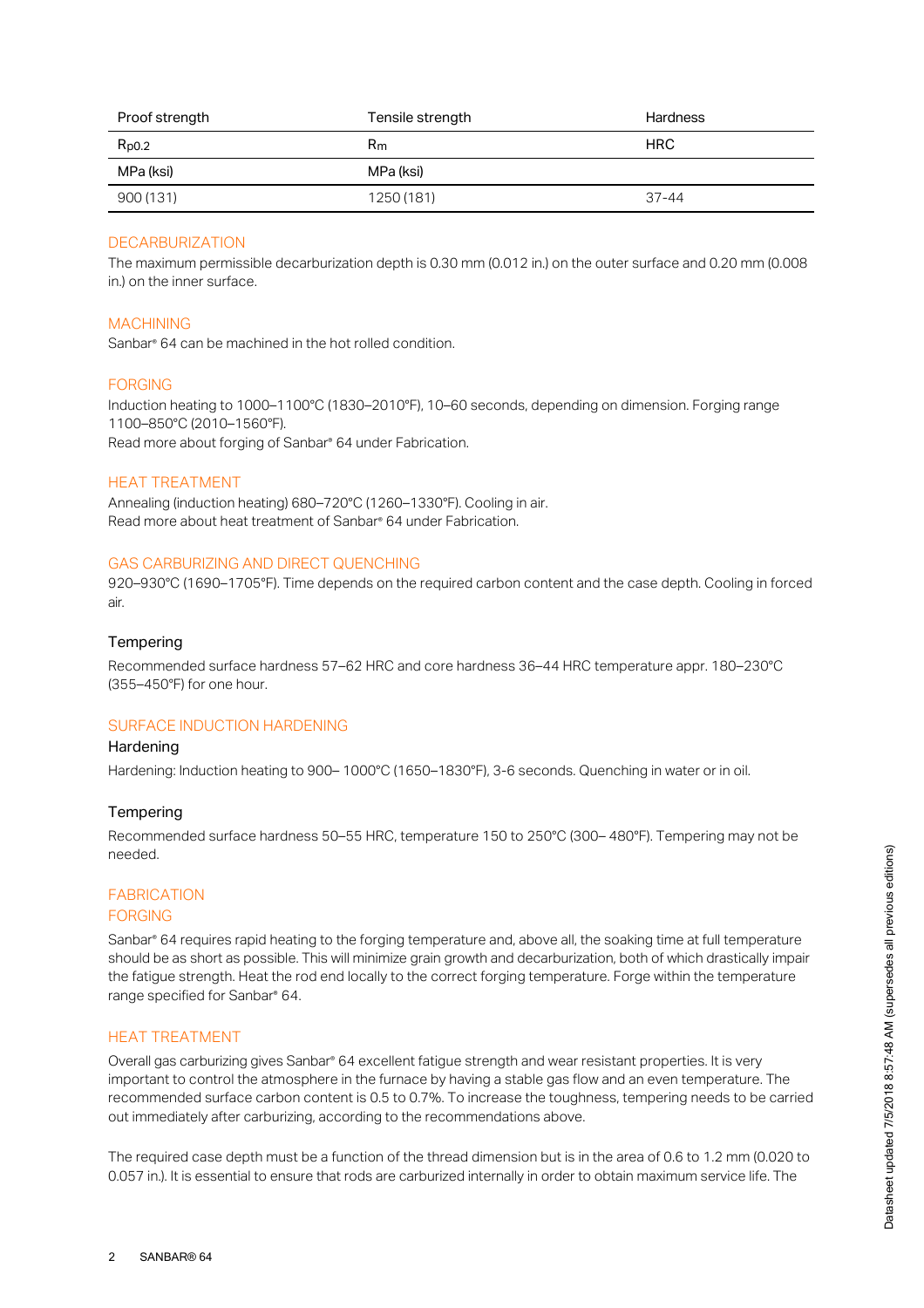| Proof strength | Tensile strength | Hardness |
| --- | --- | --- |
| $R_{p0.2}$ | $R_m$ | HRC |
| MPa (ksi) | MPa (ksi) | |
| 900 (131) | 1250 (181) | 37-44 |

## DECARBURIZATION

The maximum permissible decarburization depth is 0.30 mm (0.012 in.) on the outer surface and 0.20 mm (0.008 in.) on the inner surface.

## MACHINING

Sanbar® 64 can be machined in the hot rolled condition.

## FORGING

Induction heating to 1000–1100°C (1830–2010°F), 10–60 seconds, depending on dimension. Forging range 1100–850°C (2010–1560°F).
Read more about forging of Sanbar® 64 under Fabrication.

## HEAT TREATMENT

Annealing (induction heating) 680–720°C (1260–1330°F). Cooling in air.
Read more about heat treatment of Sanbar® 64 under Fabrication.

## GAS CARBURIZING AND DIRECT QUENCHING

920–930°C (1690–1705°F). Time depends on the required carbon content and the case depth. Cooling in forced air.

### Tempering

Recommended surface hardness 57–62 HRC and core hardness 36–44 HRC temperature appr. 180–230°C (355–450°F) for one hour.

## SURFACE INDUCTION HARDENING

### Hardening

Hardening: Induction heating to 900– 1000°C (1650–1830°F), 3-6 seconds. Quenching in water or in oil.

### Tempering

Recommended surface hardness 50–55 HRC, temperature 150 to 250°C (300– 480°F). Tempering may not be needed.

## FABRICATION

## FORGING

Sanbar® 64 requires rapid heating to the forging temperature and, above all, the soaking time at full temperature should be as short as possible. This will minimize grain growth and decarburization, both of which drastically impair the fatigue strength. Heat the rod end locally to the correct forging temperature. Forge within the temperature range specified for Sanbar® 64.

## HEAT TREATMENT

Overall gas carburizing gives Sanbar® 64 excellent fatigue strength and wear resistant properties. It is very important to control the atmosphere in the furnace by having a stable gas flow and an even temperature. The recommended surface carbon content is 0.5 to 0.7%. To increase the toughness, tempering needs to be carried out immediately after carburizing, according to the recommendations above.

The required case depth must be a function of the thread dimension but is in the area of 0.6 to 1.2 mm (0.020 to 0.057 in.). It is essential to ensure that rods are carburized internally in order to obtain maximum service life. The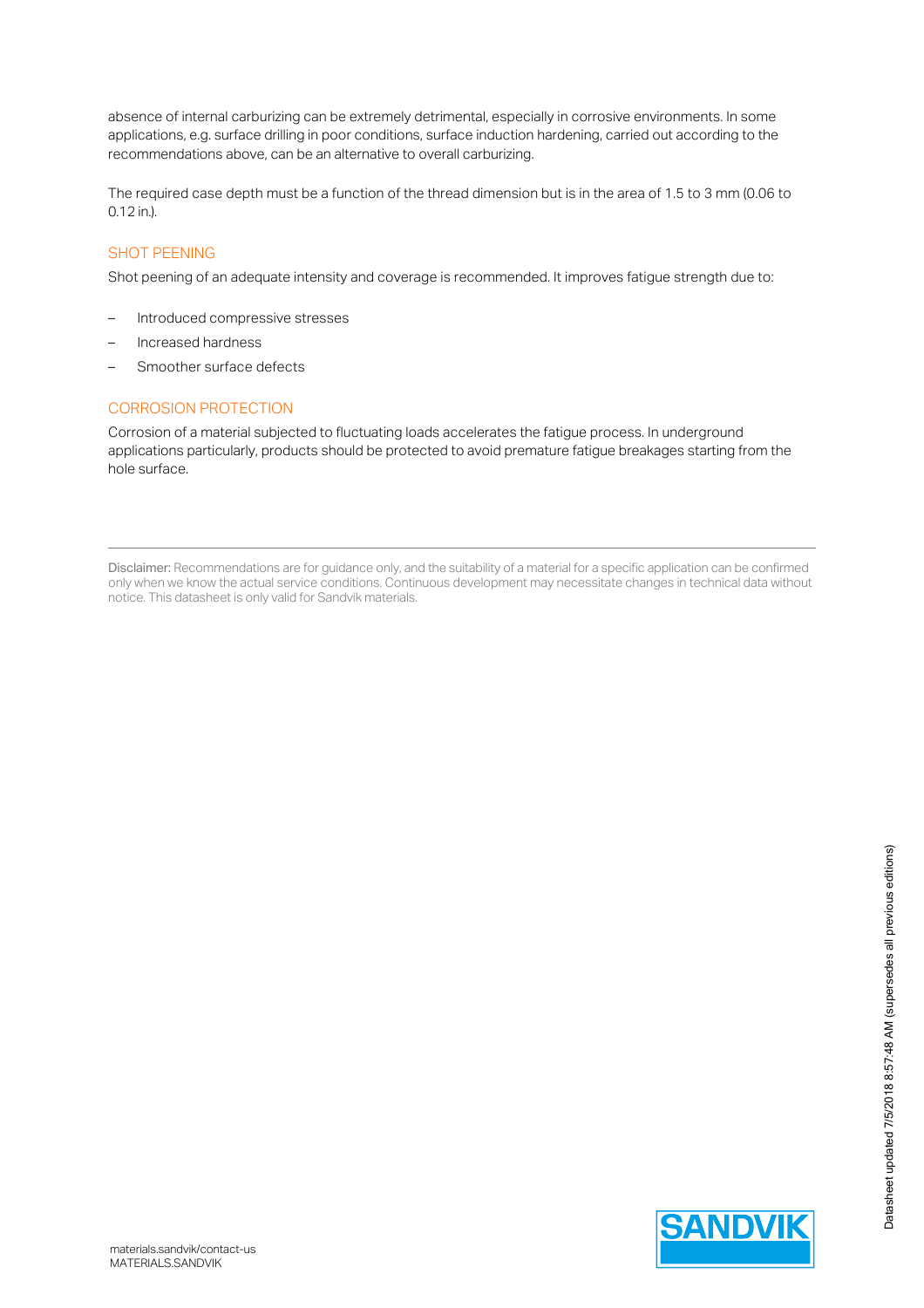absence of internal carburizing can be extremely detrimental, especially in corrosive environments. In some applications, e.g. surface drilling in poor conditions, surface induction hardening, carried out according to the recommendations above, can be an alternative to overall carburizing.

The required case depth must be a function of the thread dimension but is in the area of 1.5 to 3 mm (0.06 to 0.12 in.).

## SHOT PEENING

Shot peening of an adequate intensity and coverage is recommended. It improves fatigue strength due to:

- Introduced compressive stresses
- Increased hardness
- Smoother surface defects

## CORROSION PROTECTION

Corrosion of a material subjected to fluctuating loads accelerates the fatigue process. In underground applications particularly, products should be protected to avoid premature fatigue breakages starting from the hole surface.

---

Disclaimer: Recommendations are for guidance only, and the suitability of a material for a specific application can be confirmed only when we know the actual service conditions. Continuous development may necessitate changes in technical data without notice. This datasheet is only valid for Sandvik materials.

materials.sandvik/contact-us
MATERIALS.SANDVIK

SANDVIK

Datasheet updated 7/5/2018 8:57:48 AM (supersedes all previous editions)